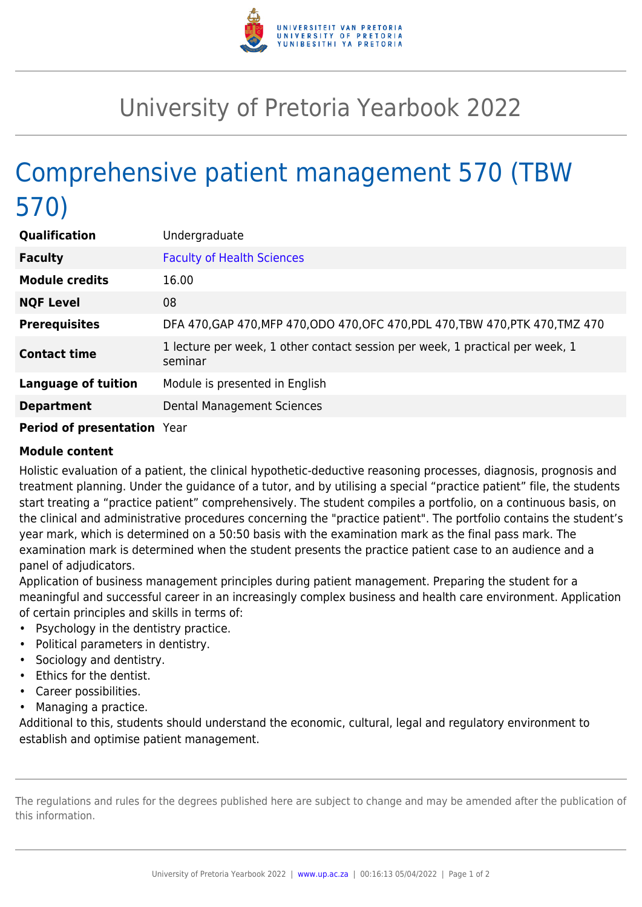# University of Pretoria Yearbook 2022

## Comprehensive patient management 570 (TBW 570)

| | |
|---|---|
| **Qualification** | Undergraduate |
| **Faculty** | Faculty of Health Sciences |
| **Module credits** | 16.00 |
| **NQF Level** | 08 |
| **Prerequisites** | DFA 470,GAP 470,MFP 470,ODO 470,OFC 470,PDL 470,TBW 470,PTK 470,TMZ 470 |
| **Contact time** | 1 lecture per week, 1 other contact session per week, 1 practical per week, 1 seminar |
| **Language of tuition** | Module is presented in English |
| **Department** | Dental Management Sciences |
| **Period of presentation** | Year |

**Module content**

Holistic evaluation of a patient, the clinical hypothetic-deductive reasoning processes, diagnosis, prognosis and treatment planning. Under the guidance of a tutor, and by utilising a special "practice patient" file, the students start treating a "practice patient" comprehensively. The student compiles a portfolio, on a continuous basis, on the clinical and administrative procedures concerning the "practice patient". The portfolio contains the student's year mark, which is determined on a 50:50 basis with the examination mark as the final pass mark. The examination mark is determined when the student presents the practice patient case to an audience and a panel of adjudicators.

Application of business management principles during patient management. Preparing the student for a meaningful and successful career in an increasingly complex business and health care environment. Application of certain principles and skills in terms of:

- Psychology in the dentistry practice.
- Political parameters in dentistry.
- Sociology and dentistry.
- Ethics for the dentist.
- Career possibilities.
- Managing a practice.

Additional to this, students should understand the economic, cultural, legal and regulatory environment to establish and optimise patient management.

The regulations and rules for the degrees published here are subject to change and may be amended after the publication of this information.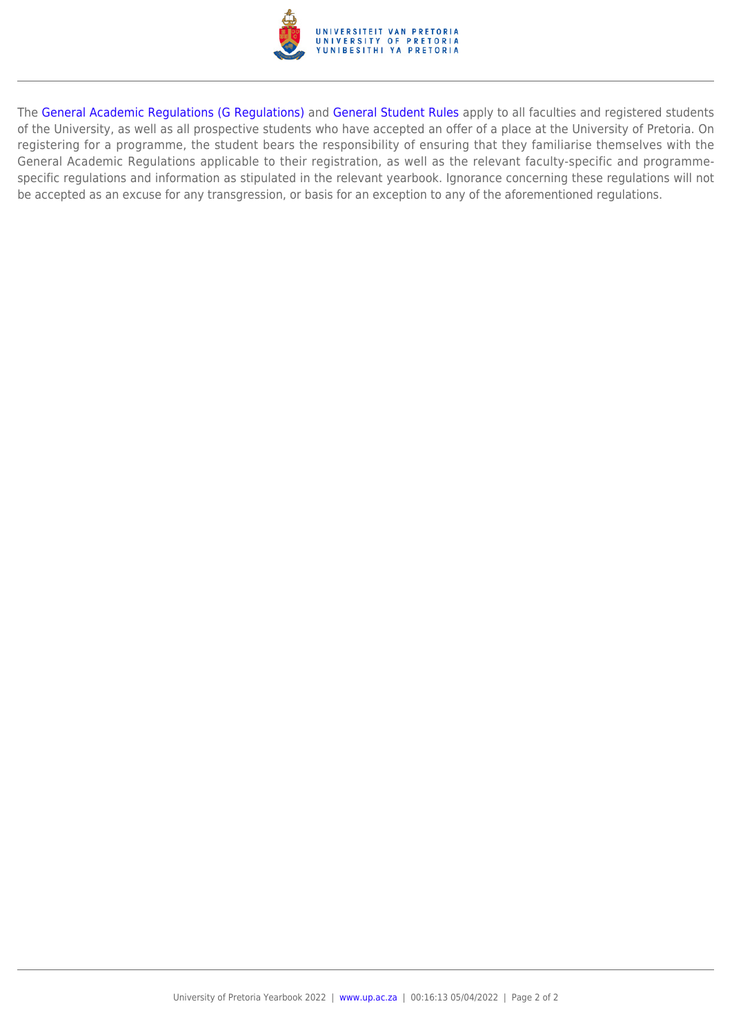The General Academic Regulations (G Regulations) and General Student Rules apply to all faculties and registered students of the University, as well as all prospective students who have accepted an offer of a place at the University of Pretoria. On registering for a programme, the student bears the responsibility of ensuring that they familiarise themselves with the General Academic Regulations applicable to their registration, as well as the relevant faculty-specific and programme-specific regulations and information as stipulated in the relevant yearbook. Ignorance concerning these regulations will not be accepted as an excuse for any transgression, or basis for an exception to any of the aforementioned regulations.